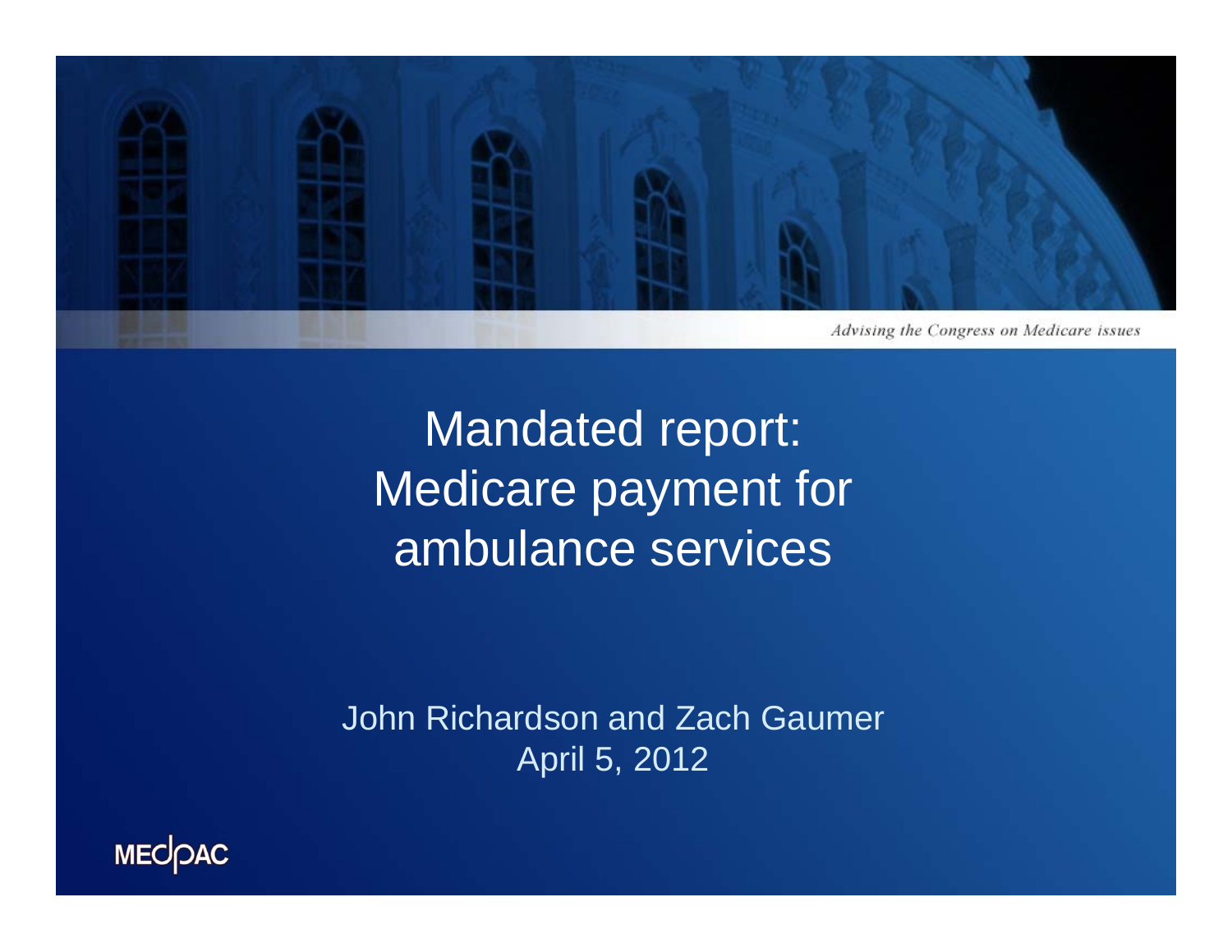*Advising the Congress on Medicare issues*

# Mandated report: Medicare payment for ambulance services

John Richardson and Zach Gaumer
April 5, 2012

MEDPAC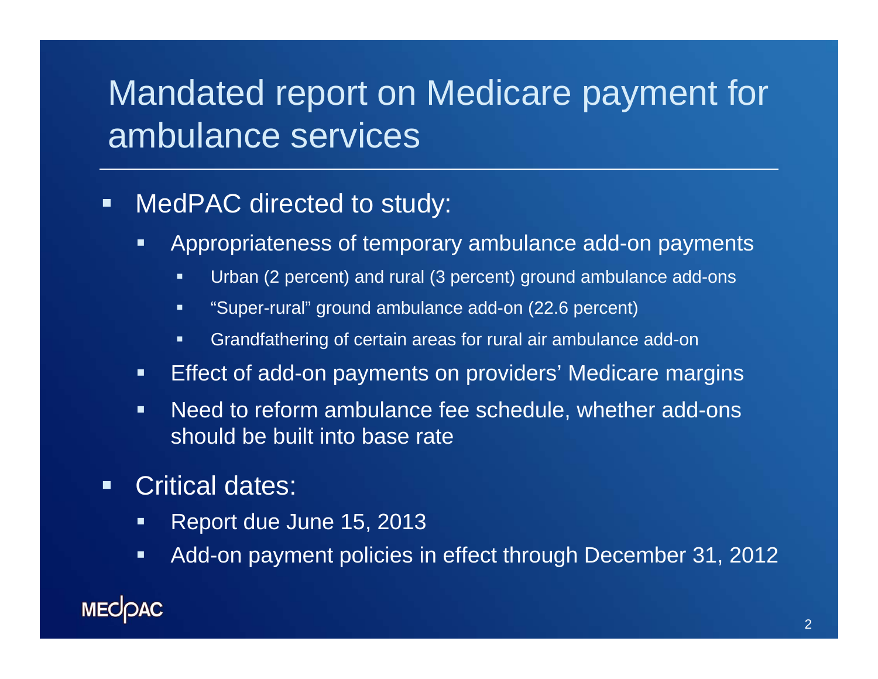# Mandated report on Medicare payment for ambulance services

- MedPAC directed to study:
  - Appropriateness of temporary ambulance add-on payments
    - Urban (2 percent) and rural (3 percent) ground ambulance add-ons
    - "Super-rural" ground ambulance add-on (22.6 percent)
    - Grandfathering of certain areas for rural air ambulance add-on
  - Effect of add-on payments on providers' Medicare margins
  - Need to reform ambulance fee schedule, whether add-ons should be built into base rate
- Critical dates:
  - Report due June 15, 2013
  - Add-on payment policies in effect through December 31, 2012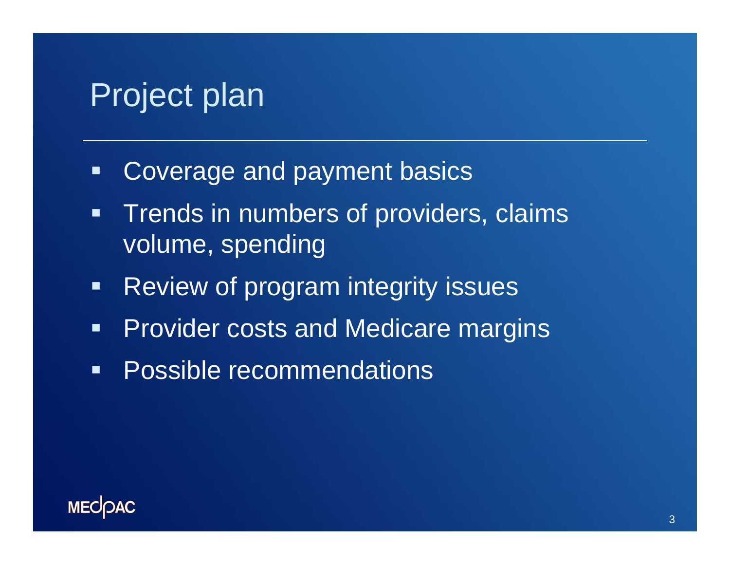# Project plan

- Coverage and payment basics
- Trends in numbers of providers, claims volume, spending
- Review of program integrity issues
- Provider costs and Medicare margins
- Possible recommendations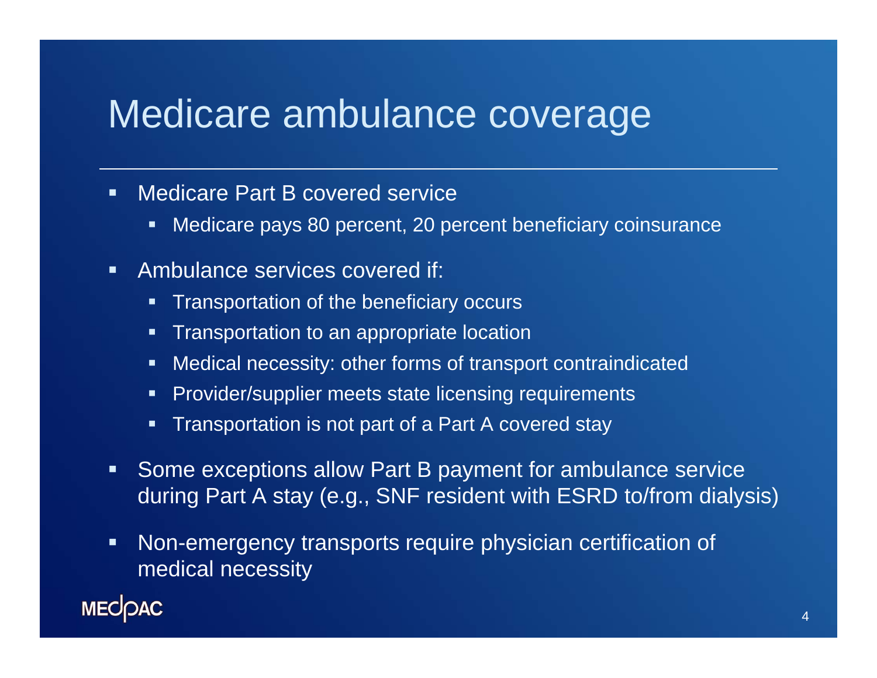# Medicare ambulance coverage

- Medicare Part B covered service
  - Medicare pays 80 percent, 20 percent beneficiary coinsurance
- Ambulance services covered if:
  - Transportation of the beneficiary occurs
  - Transportation to an appropriate location
  - Medical necessity: other forms of transport contraindicated
  - Provider/supplier meets state licensing requirements
  - Transportation is not part of a Part A covered stay
- Some exceptions allow Part B payment for ambulance service during Part A stay (e.g., SNF resident with ESRD to/from dialysis)
- Non-emergency transports require physician certification of medical necessity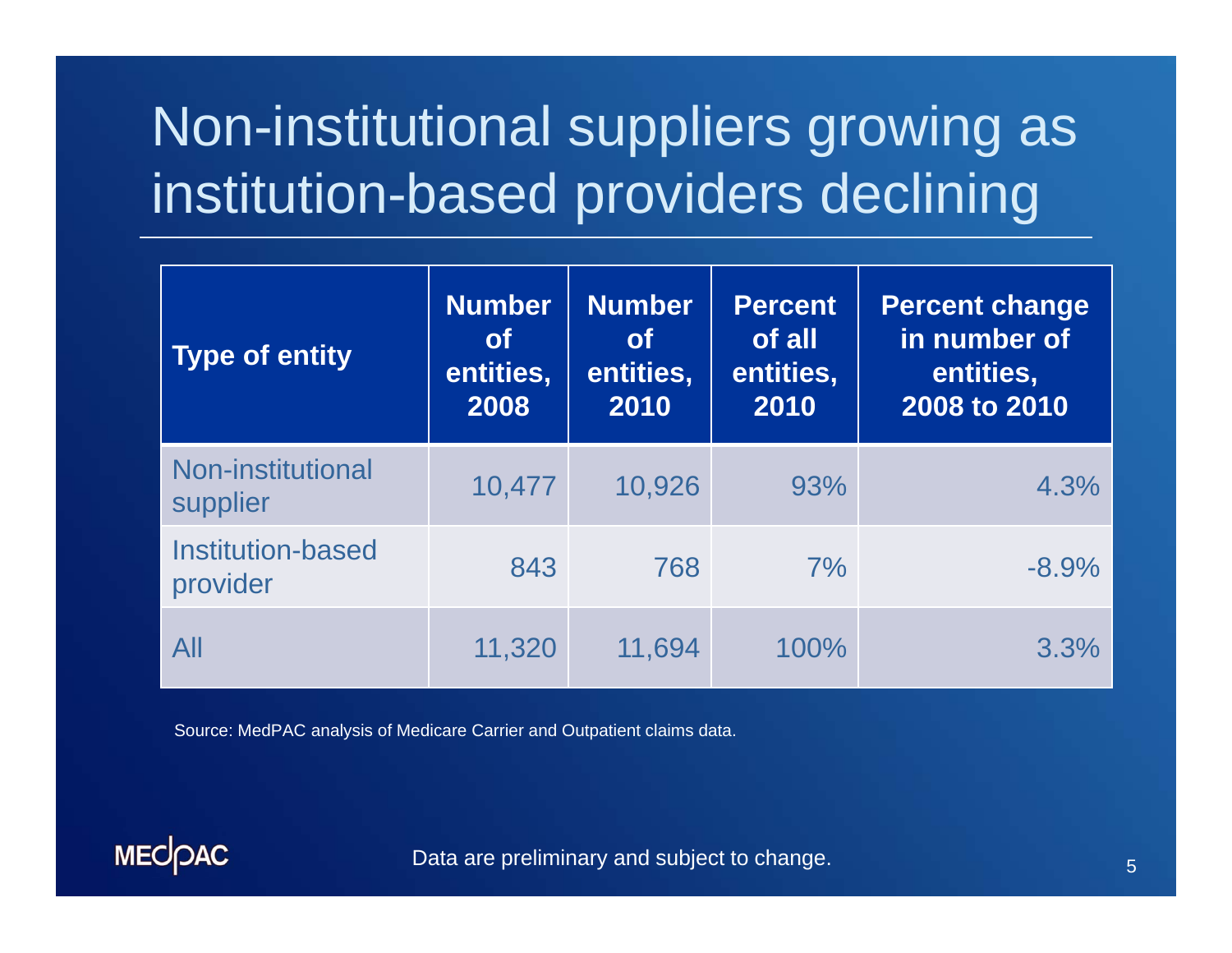# Non-institutional suppliers growing as institution-based providers declining

| Type of entity | Number of entities, 2008 | Number of entities, 2010 | Percent of all entities, 2010 | Percent change in number of entities, 2008 to 2010 |
|---|---|---|---|---|
| Non-institutional supplier | 10,477 | 10,926 | 93% | 4.3% |
| Institution-based provider | 843 | 768 | 7% | -8.9% |
| All | 11,320 | 11,694 | 100% | 3.3% |

Source: MedPAC analysis of Medicare Carrier and Outpatient claims data.

Data are preliminary and subject to change.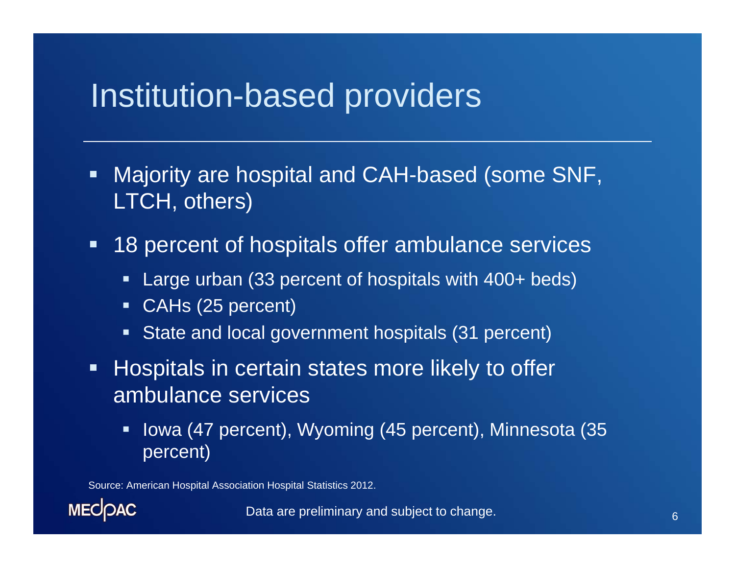# Institution-based providers

- Majority are hospital and CAH-based (some SNF, LTCH, others)
- 18 percent of hospitals offer ambulance services
  - Large urban (33 percent of hospitals with 400+ beds)
  - CAHs (25 percent)
  - State and local government hospitals (31 percent)
- Hospitals in certain states more likely to offer ambulance services
  - Iowa (47 percent), Wyoming (45 percent), Minnesota (35 percent)

Source: American Hospital Association Hospital Statistics 2012.

Data are preliminary and subject to change.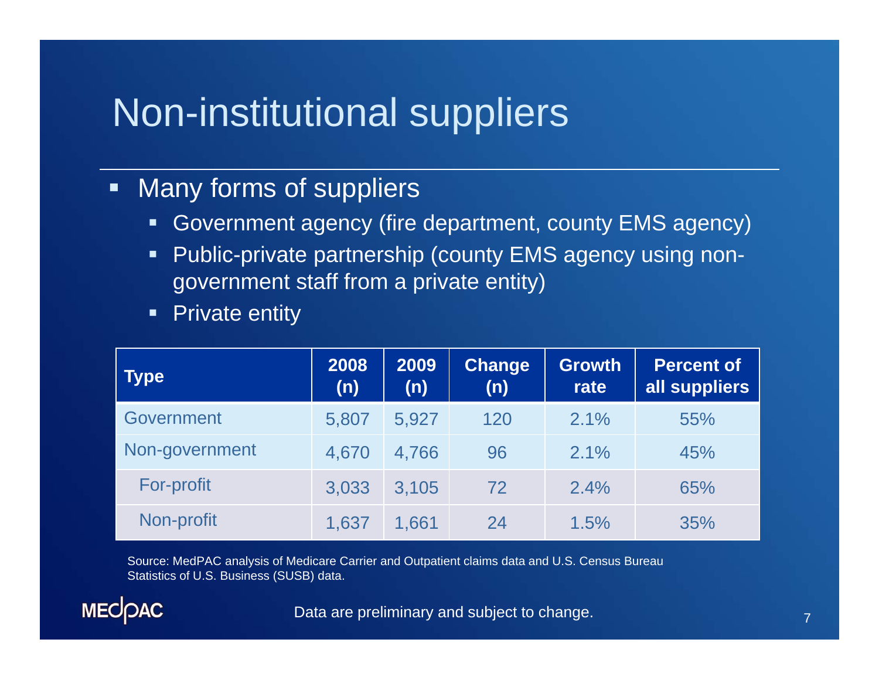# Non-institutional suppliers

- Many forms of suppliers
  - Government agency (fire department, county EMS agency)
  - Public-private partnership (county EMS agency using non-government staff from a private entity)
  - Private entity

| Type | 2008 (n) | 2009 (n) | Change (n) | Growth rate | Percent of all suppliers |
|---|---|---|---|---|---|
| Government | 5,807 | 5,927 | 120 | 2.1% | 55% |
| Non-government | 4,670 | 4,766 | 96 | 2.1% | 45% |
| For-profit | 3,033 | 3,105 | 72 | 2.4% | 65% |
| Non-profit | 1,637 | 1,661 | 24 | 1.5% | 35% |

Source: MedPAC analysis of Medicare Carrier and Outpatient claims data and U.S. Census Bureau Statistics of U.S. Business (SUSB) data.

Data are preliminary and subject to change.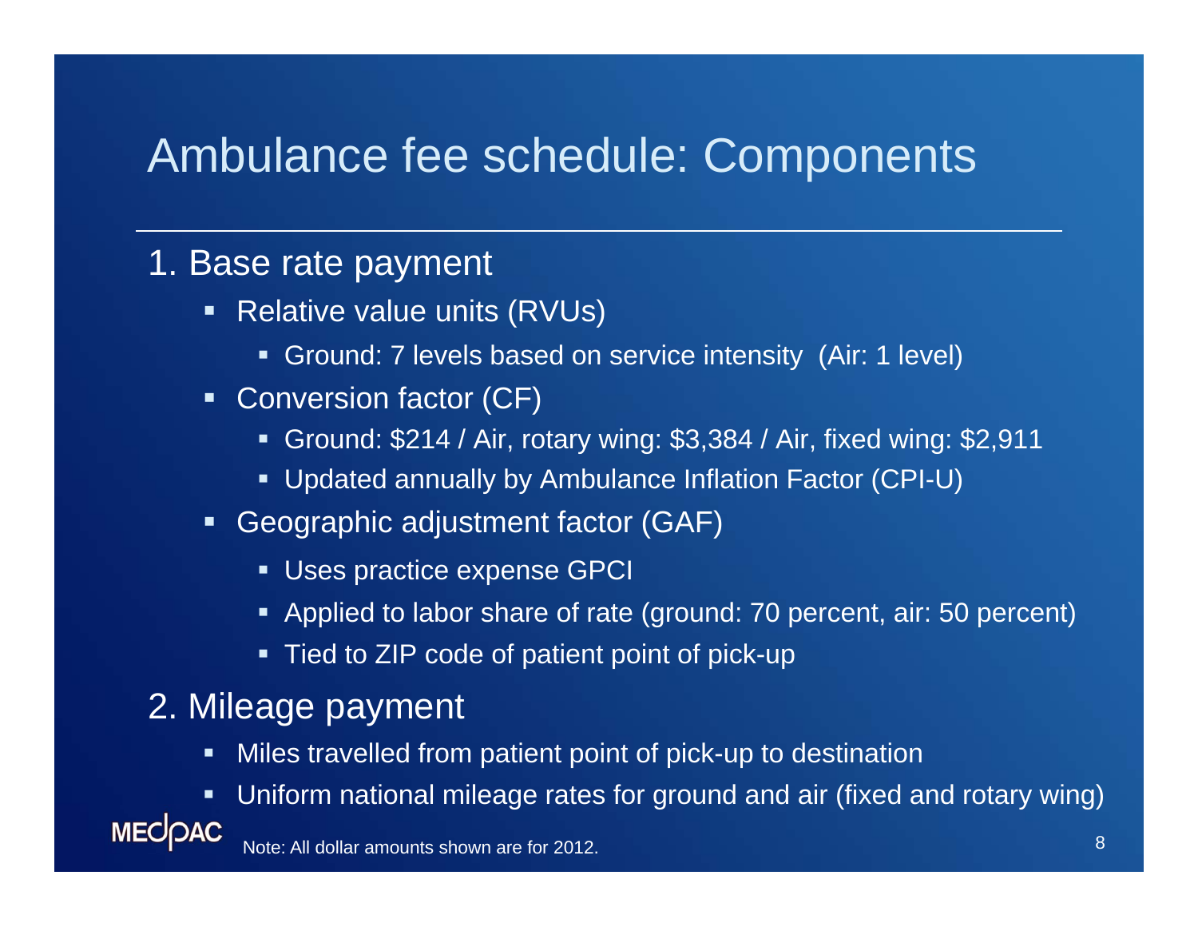# Ambulance fee schedule: Components

## 1. Base rate payment

- Relative value units (RVUs)
  - Ground: 7 levels based on service intensity (Air: 1 level)
- Conversion factor (CF)
  - Ground: $214 / Air, rotary wing: $3,384 / Air, fixed wing: $2,911
  - Updated annually by Ambulance Inflation Factor (CPI-U)
- Geographic adjustment factor (GAF)
  - Uses practice expense GPCI
  - Applied to labor share of rate (ground: 70 percent, air: 50 percent)
  - Tied to ZIP code of patient point of pick-up

## 2. Mileage payment

- Miles travelled from patient point of pick-up to destination
- Uniform national mileage rates for ground and air (fixed and rotary wing)

Note: All dollar amounts shown are for 2012.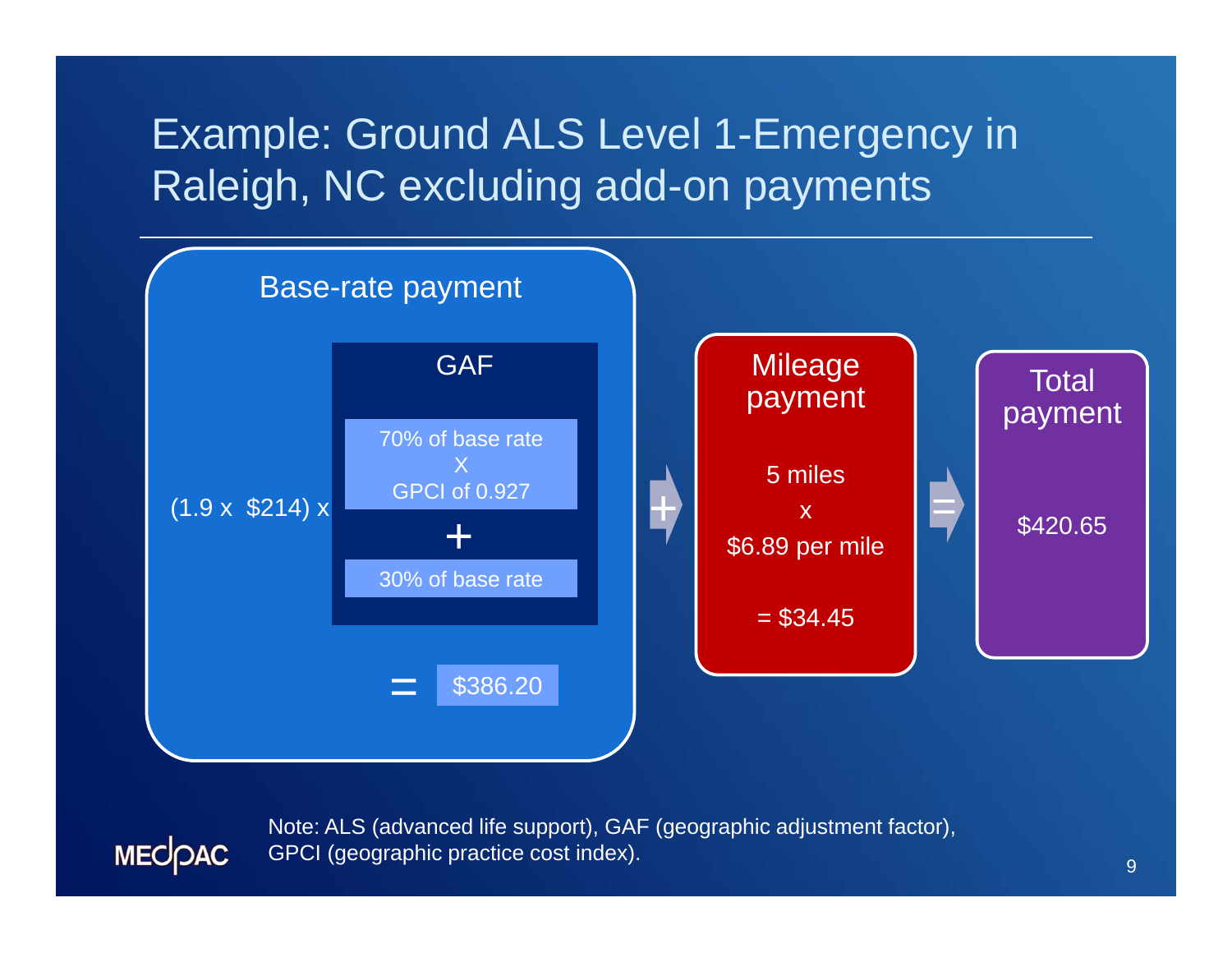# Example: Ground ALS Level 1-Emergency in Raleigh, NC excluding add-on payments

**Base-rate payment**

(1.9 x $214) x **GAF** [ (70% of base rate X GPCI of 0.927) + (30% of base rate) ]

= $386.20

**+**

**Mileage payment**

5 miles x $6.89 per mile = $34.45

**=**

**Total payment**

$420.65

Note: ALS (advanced life support), GAF (geographic adjustment factor), GPCI (geographic practice cost index).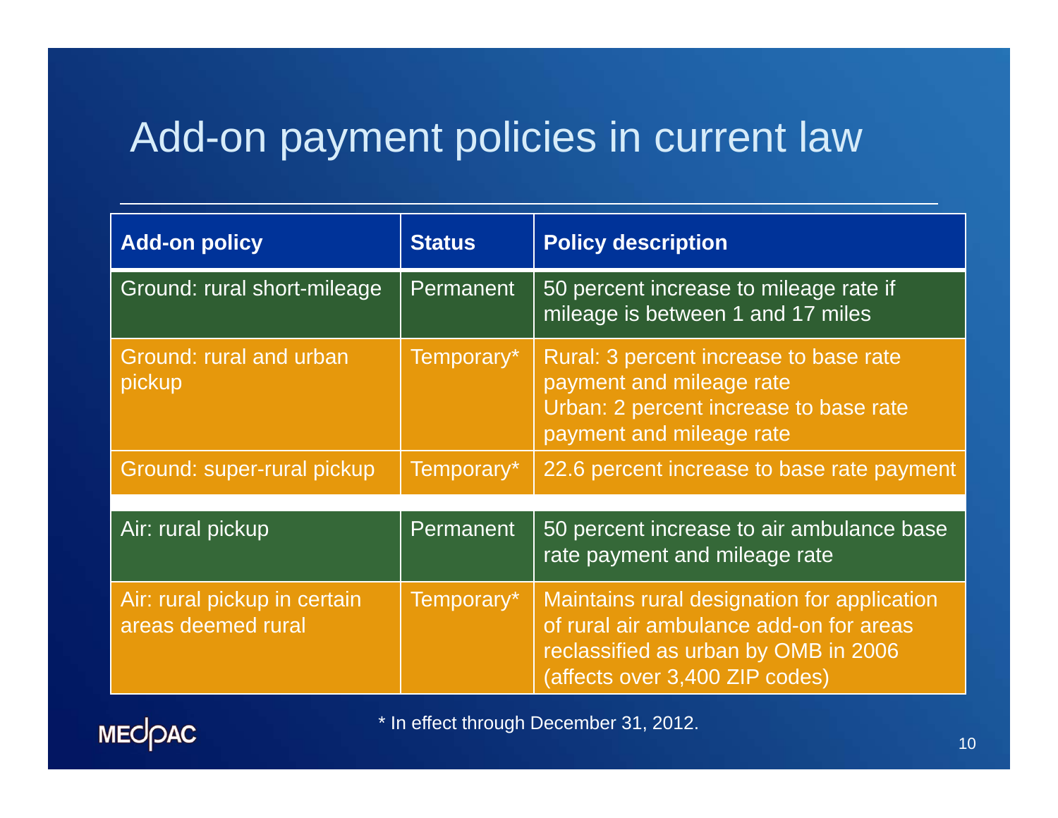# Add-on payment policies in current law

| Add-on policy | Status | Policy description |
|---|---|---|
| Ground: rural short-mileage | Permanent | 50 percent increase to mileage rate if mileage is between 1 and 17 miles |
| Ground: rural and urban pickup | Temporary* | Rural: 3 percent increase to base rate payment and mileage rate<br>Urban: 2 percent increase to base rate payment and mileage rate |
| Ground: super-rural pickup | Temporary* | 22.6 percent increase to base rate payment |
| Air: rural pickup | Permanent | 50 percent increase to air ambulance base rate payment and mileage rate |
| Air: rural pickup in certain areas deemed rural | Temporary* | Maintains rural designation for application of rural air ambulance add-on for areas reclassified as urban by OMB in 2006 (affects over 3,400 ZIP codes) |

* In effect through December 31, 2012.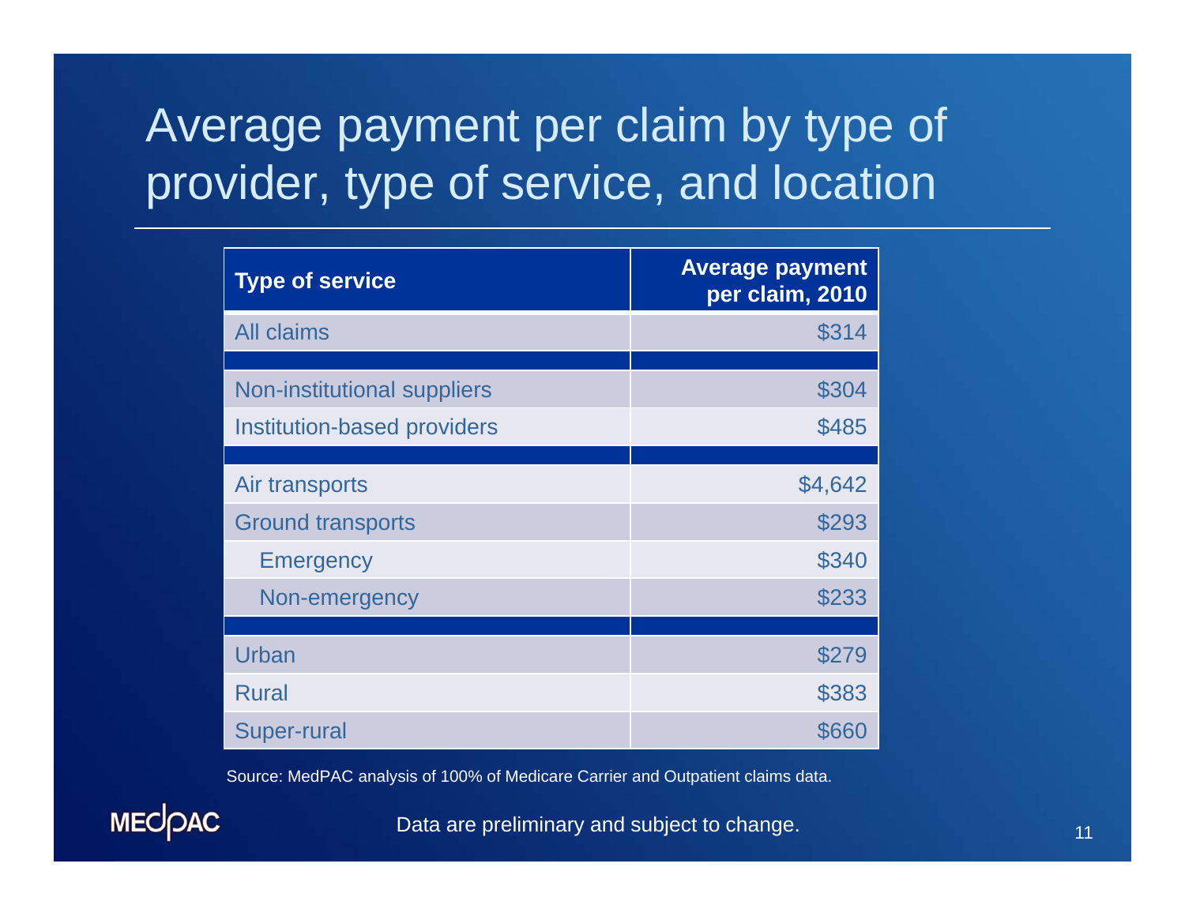# Average payment per claim by type of provider, type of service, and location

| Type of service | Average payment per claim, 2010 |
|---|---|
| All claims | $314 |
| | |
| Non-institutional suppliers | $304 |
| Institution-based providers | $485 |
| | |
| Air transports | $4,642 |
| Ground transports | $293 |
| Emergency | $340 |
| Non-emergency | $233 |
| | |
| Urban | $279 |
| Rural | $383 |
| Super-rural | $660 |

Source: MedPAC analysis of 100% of Medicare Carrier and Outpatient claims data.

MEDPAC

Data are preliminary and subject to change.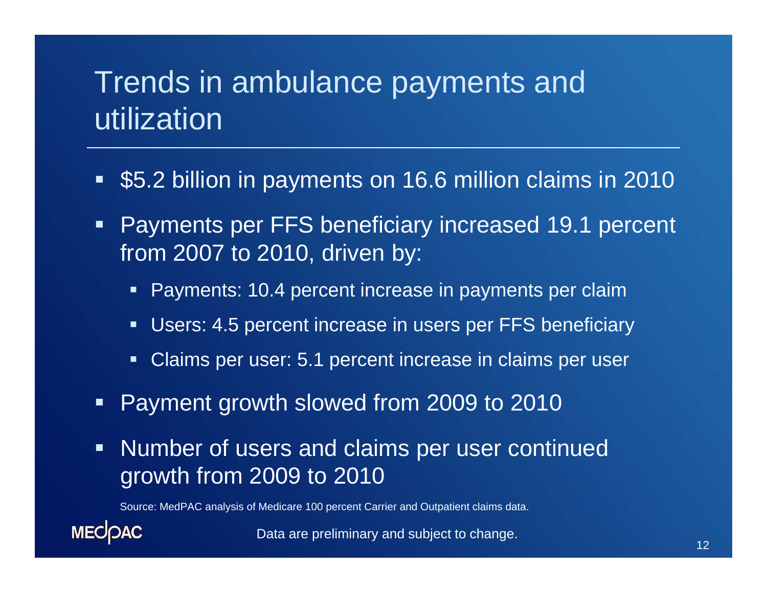# Trends in ambulance payments and utilization

- $5.2 billion in payments on 16.6 million claims in 2010
- Payments per FFS beneficiary increased 19.1 percent from 2007 to 2010, driven by:
  - Payments: 10.4 percent increase in payments per claim
  - Users: 4.5 percent increase in users per FFS beneficiary
  - Claims per user: 5.1 percent increase in claims per user
- Payment growth slowed from 2009 to 2010
- Number of users and claims per user continued growth from 2009 to 2010

Source: MedPAC analysis of Medicare 100 percent Carrier and Outpatient claims data.

Data are preliminary and subject to change.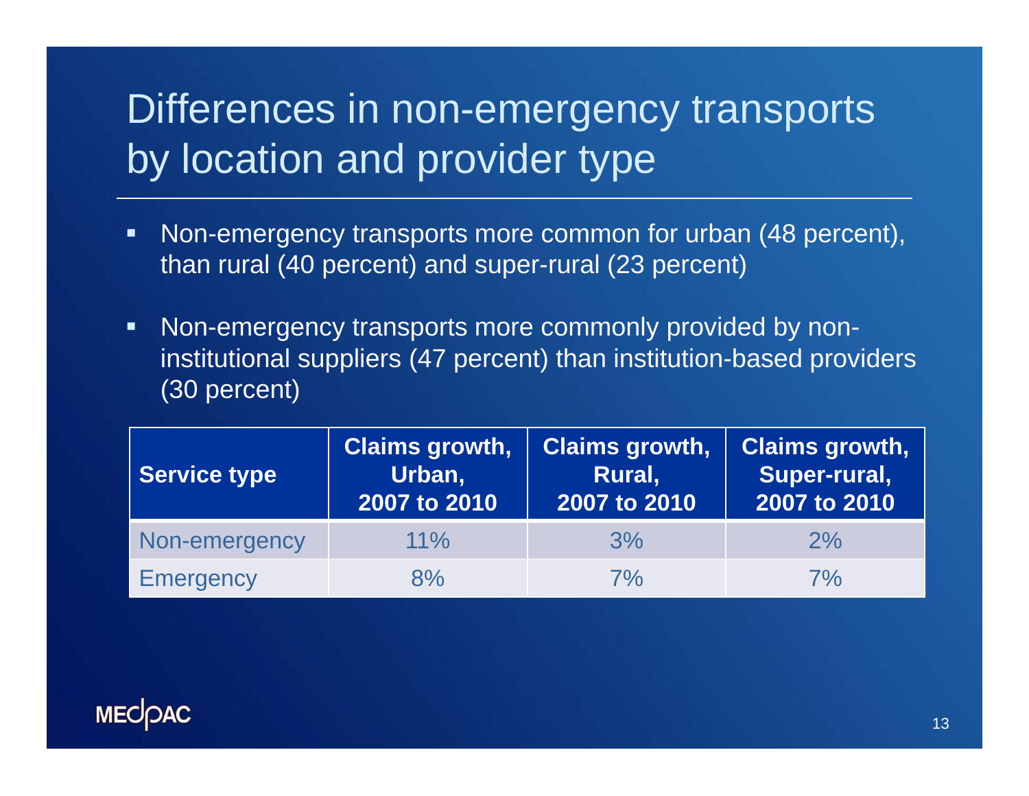# Differences in non-emergency transports by location and provider type

- Non-emergency transports more common for urban (48 percent), than rural (40 percent) and super-rural (23 percent)
- Non-emergency transports more commonly provided by non-institutional suppliers (47 percent) than institution-based providers (30 percent)

| Service type | Claims growth, Urban, 2007 to 2010 | Claims growth, Rural, 2007 to 2010 | Claims growth, Super-rural, 2007 to 2010 |
|---|---|---|---|
| Non-emergency | 11% | 3% | 2% |
| Emergency | 8% | 7% | 7% |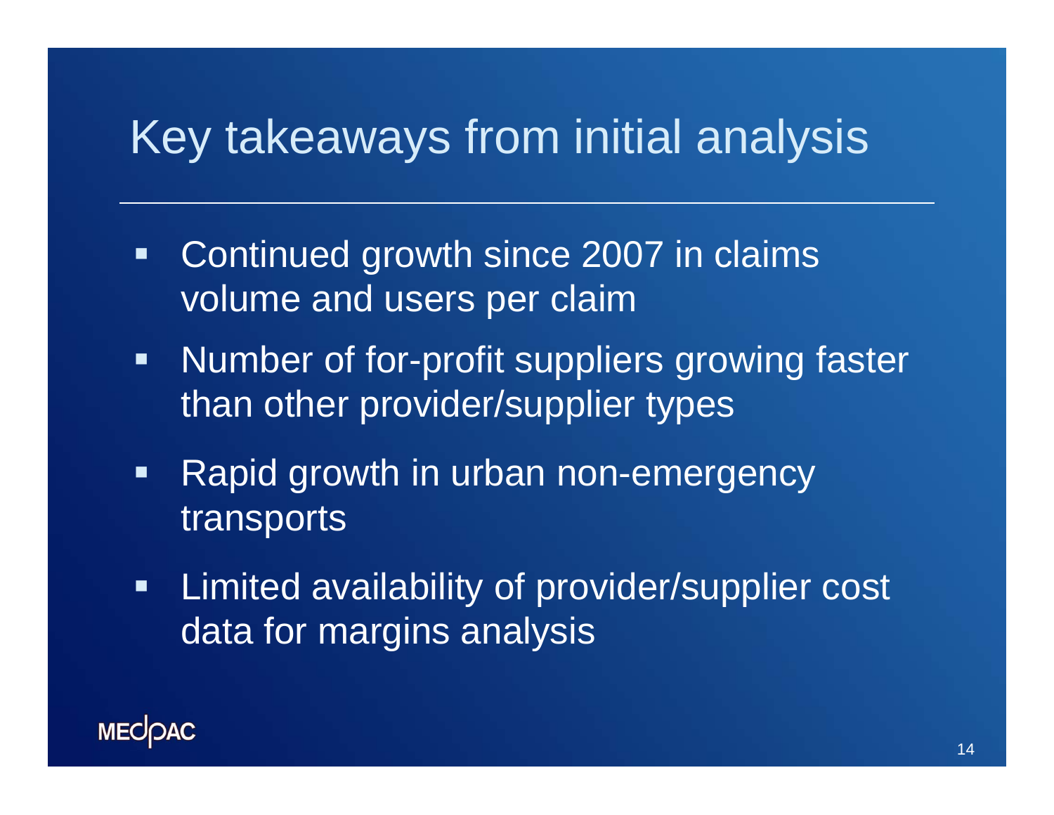# Key takeaways from initial analysis

- Continued growth since 2007 in claims volume and users per claim
- Number of for-profit suppliers growing faster than other provider/supplier types
- Rapid growth in urban non-emergency transports
- Limited availability of provider/supplier cost data for margins analysis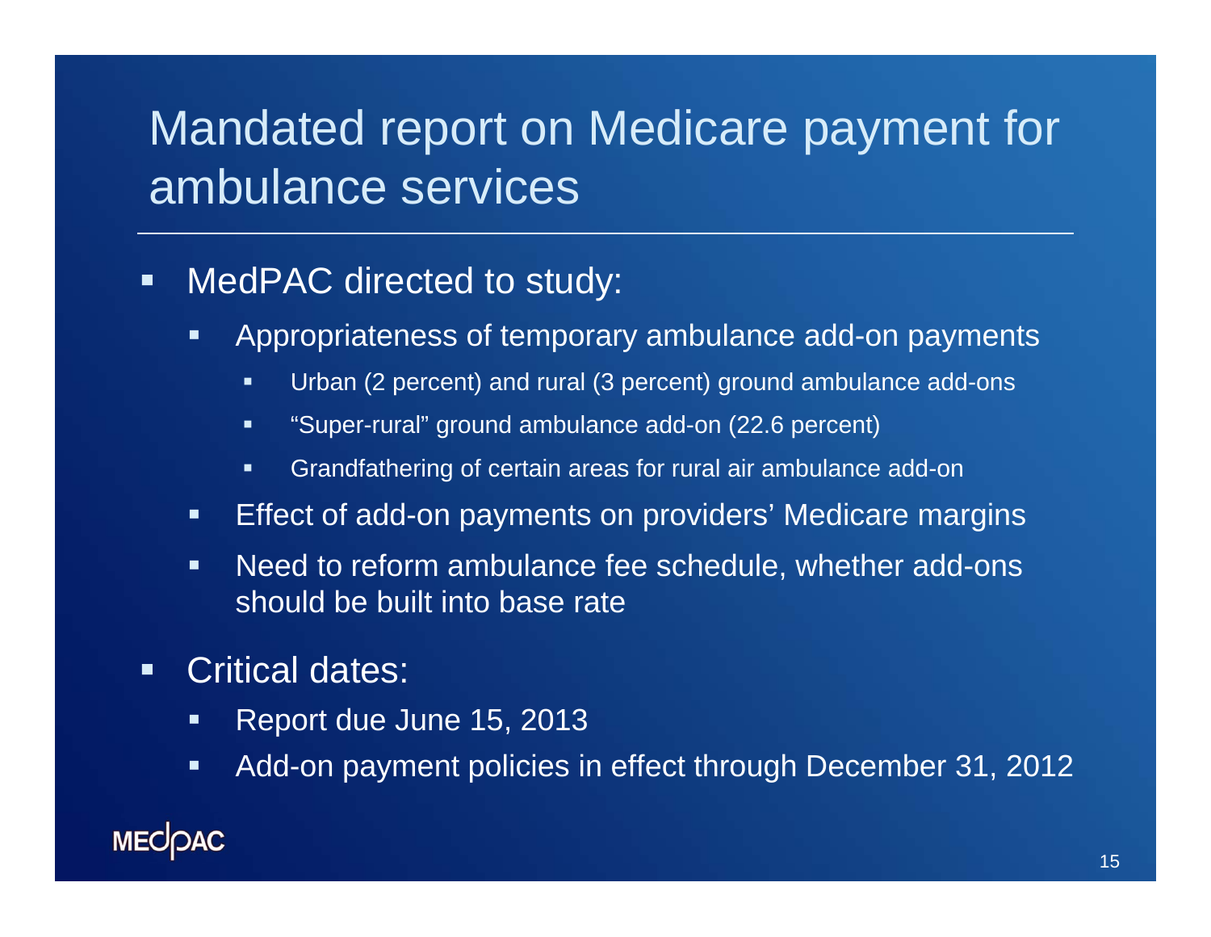# Mandated report on Medicare payment for ambulance services

- MedPAC directed to study:
  - Appropriateness of temporary ambulance add-on payments
    - Urban (2 percent) and rural (3 percent) ground ambulance add-ons
    - “Super-rural” ground ambulance add-on (22.6 percent)
    - Grandfathering of certain areas for rural air ambulance add-on
  - Effect of add-on payments on providers’ Medicare margins
  - Need to reform ambulance fee schedule, whether add-ons should be built into base rate
- Critical dates:
  - Report due June 15, 2013
  - Add-on payment policies in effect through December 31, 2012

MEDPAC